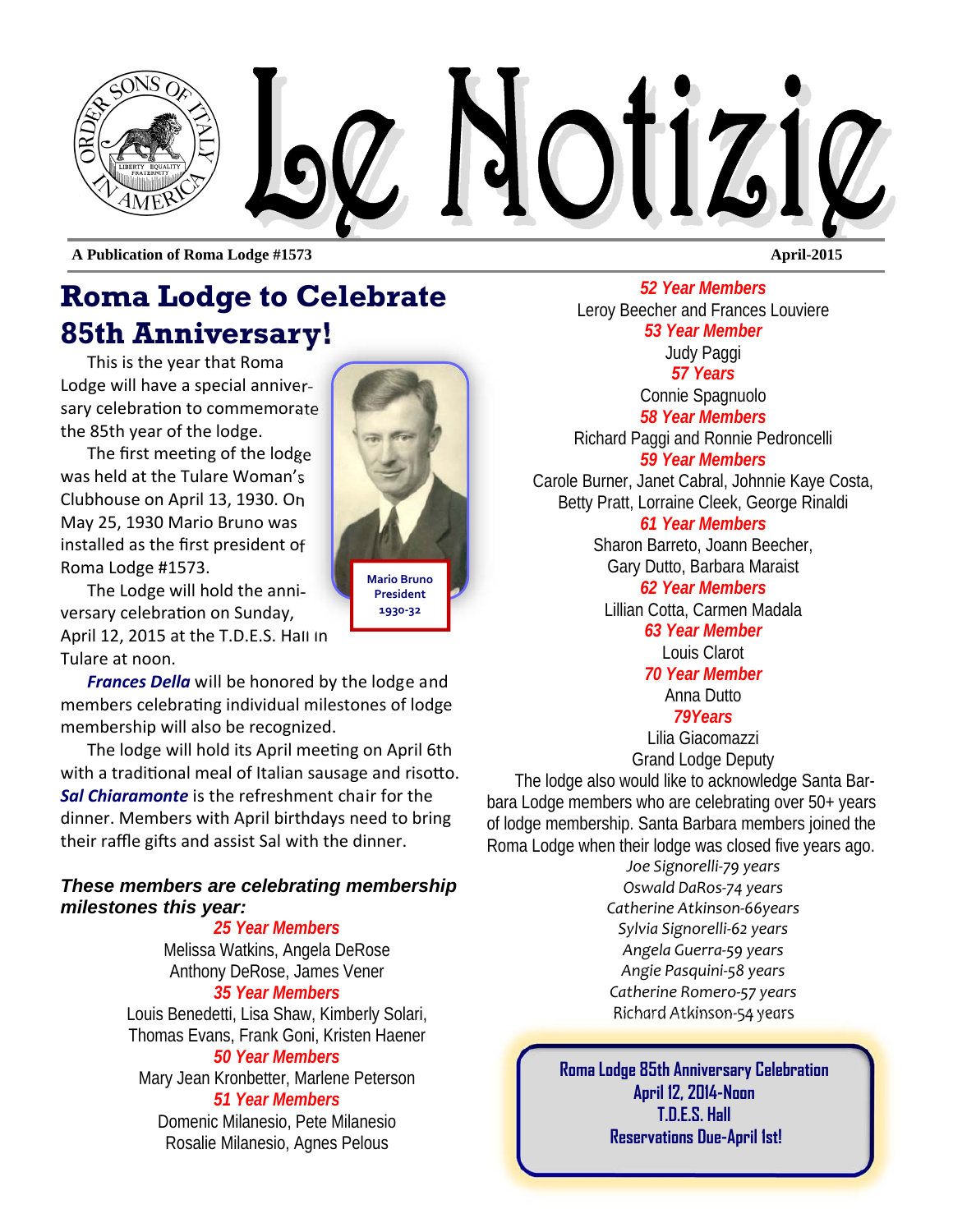# Le Notizie

**A Publication of Roma Lodge #1573** — **April-2015**

## Roma Lodge to Celebrate 85th Anniversary!

This is the year that Roma Lodge will have a special anniversary celebration to commemorate the 85th year of the lodge.

The first meeting of the lodge was held at the Tulare Woman's Clubhouse on April 13, 1930. On May 25, 1930 Mario Bruno was installed as the first president of Roma Lodge #1573.

Mario Bruno
President
1930-32

The Lodge will hold the anniversary celebration on Sunday, April 12, 2015 at the T.D.E.S. Hall in Tulare at noon.

***Frances Della*** will be honored by the lodge and members celebrating individual milestones of lodge membership will also be recognized.

The lodge will hold its April meeting on April 6th with a traditional meal of Italian sausage and risotto. ***Sal Chiaramonte*** is the refreshment chair for the dinner. Members with April birthdays need to bring their raffle gifts and assist Sal with the dinner.

### *These members are celebrating membership milestones this year:*

***25 Year Members***
Melissa Watkins, Angela DeRose
Anthony DeRose, James Vener

***35 Year Members***
Louis Benedetti, Lisa Shaw, Kimberly Solari,
Thomas Evans, Frank Goni, Kristen Haener

***50 Year Members***
Mary Jean Kronbetter, Marlene Peterson

***51 Year Members***
Domenic Milanesio, Pete Milanesio
Rosalie Milanesio, Agnes Pelous

***52 Year Members***
Leroy Beecher and Frances Louviere

***53 Year Member***
Judy Paggi

***57 Years***
Connie Spagnuolo

***58 Year Members***
Richard Paggi and Ronnie Pedroncelli

***59 Year Members***
Carole Burner, Janet Cabral, Johnnie Kaye Costa,
Betty Pratt, Lorraine Cleek, George Rinaldi

***61 Year Members***
Sharon Barreto, Joann Beecher,
Gary Dutto, Barbara Maraist

***62 Year Members***
Lillian Cotta, Carmen Madala

***63 Year Member***
Louis Clarot

***70 Year Member***
Anna Dutto

***79Years***
Lilia Giacomazzi
Grand Lodge Deputy

The lodge also would like to acknowledge Santa Barbara Lodge members who are celebrating over 50+ years of lodge membership. Santa Barbara members joined the Roma Lodge when their lodge was closed five years ago.

*Joe Signorelli-79 years*
*Oswald DaRos-74 years*
*Catherine Atkinson-66years*
*Sylvia Signorelli-62 years*
*Angela Guerra-59 years*
*Angie Pasquini-58 years*
*Catherine Romero-57 years*
*Richard Atkinson-54 years*

**Roma Lodge 85th Anniversary Celebration**
**April 12, 2014-Noon**
**T.D.E.S. Hall**
**Reservations Due-April 1st!**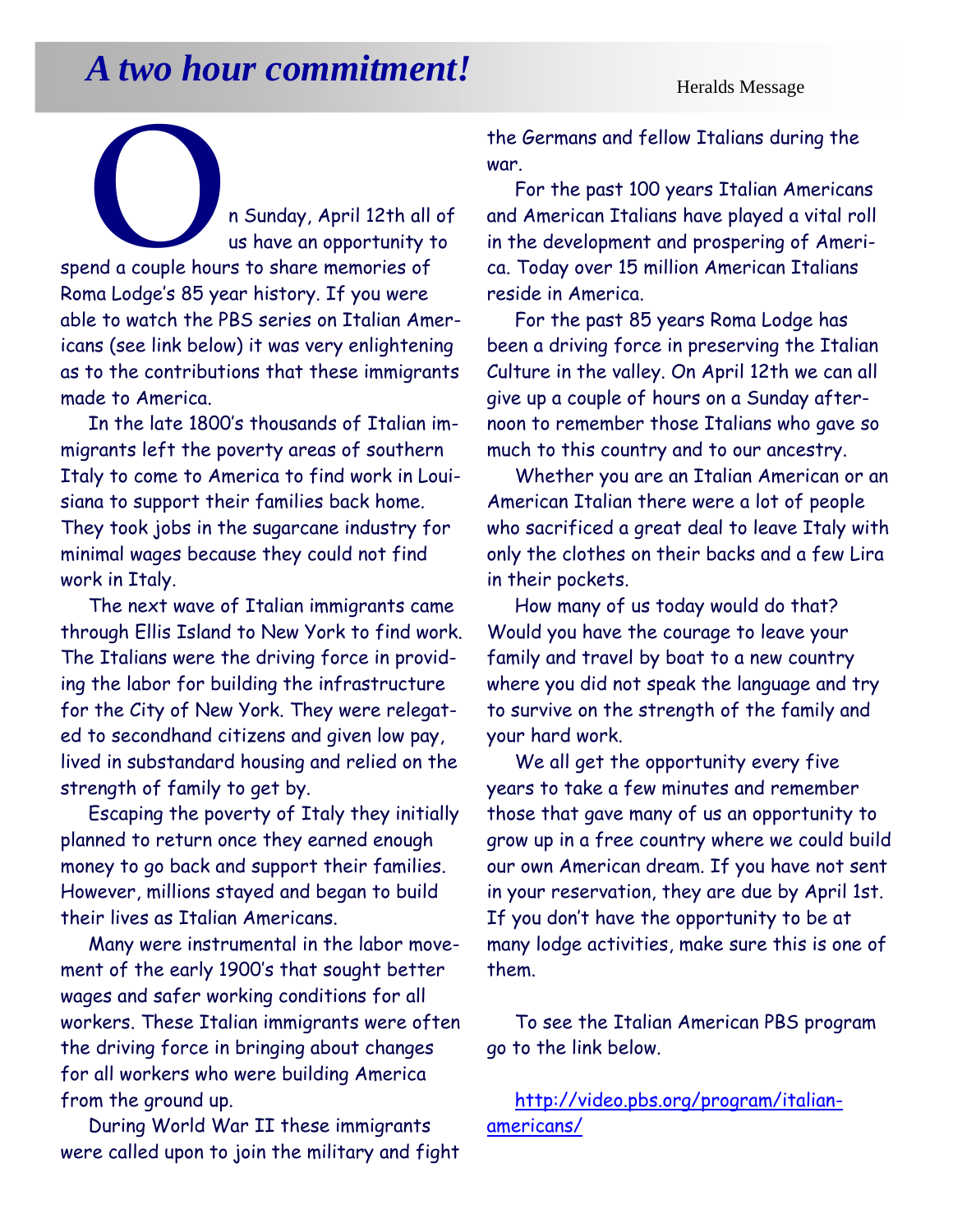# A two hour commitment!

Heralds Message

On Sunday, April 12th all of us have an opportunity to spend a couple hours to share memories of Roma Lodge's 85 year history. If you were able to watch the PBS series on Italian Americans (see link below) it was very enlightening as to the contributions that these immigrants made to America.

In the late 1800's thousands of Italian immigrants left the poverty areas of southern Italy to come to America to find work in Louisiana to support their families back home. They took jobs in the sugarcane industry for minimal wages because they could not find work in Italy.

The next wave of Italian immigrants came through Ellis Island to New York to find work. The Italians were the driving force in providing the labor for building the infrastructure for the City of New York. They were relegated to secondhand citizens and given low pay, lived in substandard housing and relied on the strength of family to get by.

Escaping the poverty of Italy they initially planned to return once they earned enough money to go back and support their families. However, millions stayed and began to build their lives as Italian Americans.

Many were instrumental in the labor movement of the early 1900's that sought better wages and safer working conditions for all workers. These Italian immigrants were often the driving force in bringing about changes for all workers who were building America from the ground up.

During World War II these immigrants were called upon to join the military and fight the Germans and fellow Italians during the war.

For the past 100 years Italian Americans and American Italians have played a vital roll in the development and prospering of America. Today over 15 million American Italians reside in America.

For the past 85 years Roma Lodge has been a driving force in preserving the Italian Culture in the valley. On April 12th we can all give up a couple of hours on a Sunday afternoon to remember those Italians who gave so much to this country and to our ancestry.

Whether you are an Italian American or an American Italian there were a lot of people who sacrificed a great deal to leave Italy with only the clothes on their backs and a few Lira in their pockets.

How many of us today would do that? Would you have the courage to leave your family and travel by boat to a new country where you did not speak the language and try to survive on the strength of the family and your hard work.

We all get the opportunity every five years to take a few minutes and remember those that gave many of us an opportunity to grow up in a free country where we could build our own American dream. If you have not sent in your reservation, they are due by April 1st. If you don't have the opportunity to be at many lodge activities, make sure this is one of them.

To see the Italian American PBS program go to the link below.

http://video.pbs.org/program/italian-americans/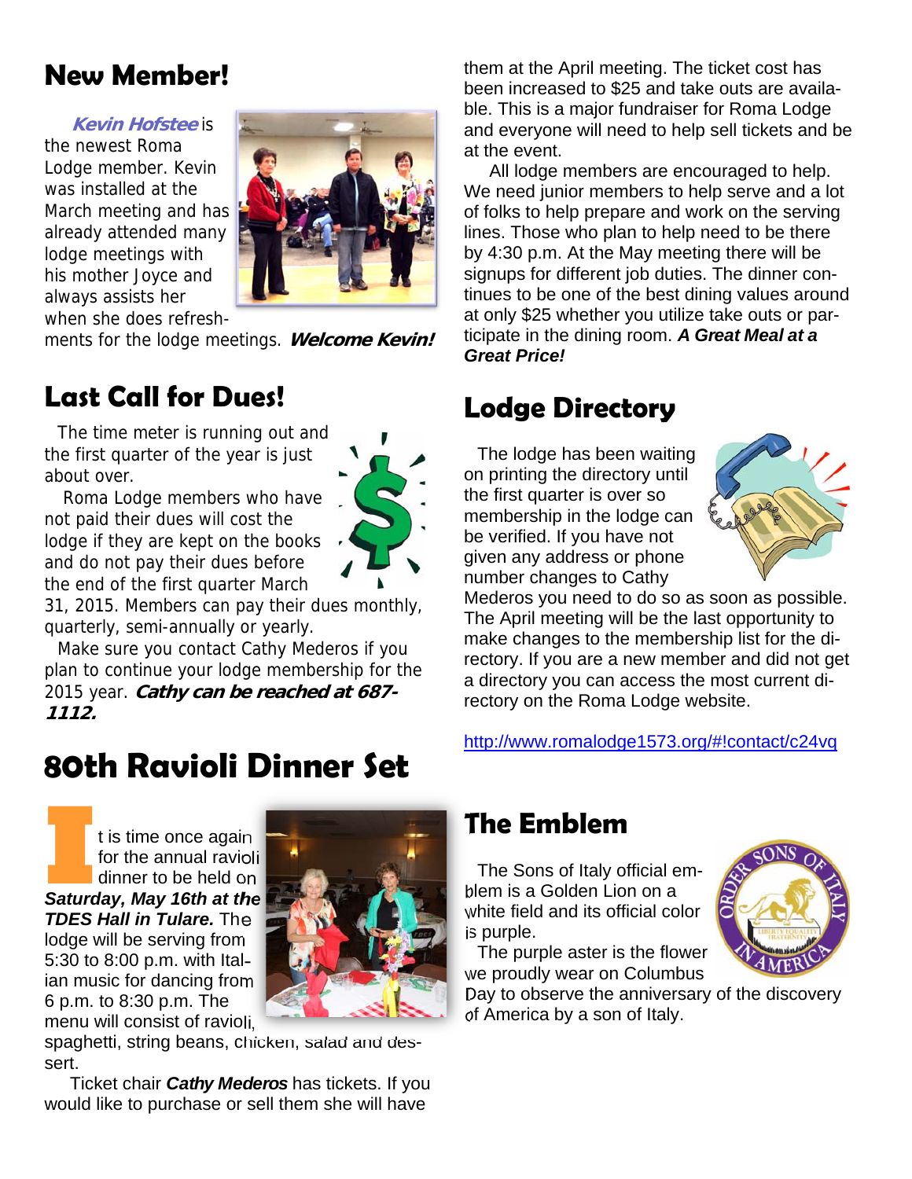## New Member!

***Kevin Hofstee*** is the newest Roma Lodge member. Kevin was installed at the March meeting and has already attended many lodge meetings with his mother Joyce and always assists her when she does refreshments for the lodge meetings. ***Welcome Kevin!***

## Last Call for Dues!

The time meter is running out and the first quarter of the year is just about over.

Roma Lodge members who have not paid their dues will cost the lodge if they are kept on the books and do not pay their dues before the end of the first quarter March 31, 2015. Members can pay their dues monthly, quarterly, semi-annually or yearly.

Make sure you contact Cathy Mederos if you plan to continue your lodge membership for the 2015 year. ***Cathy can be reached at 687-1112.***

## 80th Ravioli Dinner Set

It is time once again for the annual ravioli dinner to be held on ***Saturday, May 16th at the TDES Hall in Tulare.*** The lodge will be serving from 5:30 to 8:00 p.m. with Italian music for dancing from 6 p.m. to 8:30 p.m. The menu will consist of ravioli, spaghetti, string beans, chicken, salad and dessert.

Ticket chair ***Cathy Mederos*** has tickets. If you would like to purchase or sell them she will have them at the April meeting. The ticket cost has been increased to $25 and take outs are available. This is a major fundraiser for Roma Lodge and everyone will need to help sell tickets and be at the event.

All lodge members are encouraged to help. We need junior members to help serve and a lot of folks to help prepare and work on the serving lines. Those who plan to help need to be there by 4:30 p.m. At the May meeting there will be signups for different job duties. The dinner continues to be one of the best dining values around at only $25 whether you utilize take outs or participate in the dining room. ***A Great Meal at a Great Price!***

## Lodge Directory

The lodge has been waiting on printing the directory until the first quarter is over so membership in the lodge can be verified. If you have not given any address or phone number changes to Cathy Mederos you need to do so as soon as possible. The April meeting will be the last opportunity to make changes to the membership list for the directory. If you are a new member and did not get a directory you can access the most current directory on the Roma Lodge website.

http://www.romalodge1573.org/#!contact/c24vq

## The Emblem

The Sons of Italy official emblem is a Golden Lion on a white field and its official color is purple.

The purple aster is the flower we proudly wear on Columbus Day to observe the anniversary of the discovery of America by a son of Italy.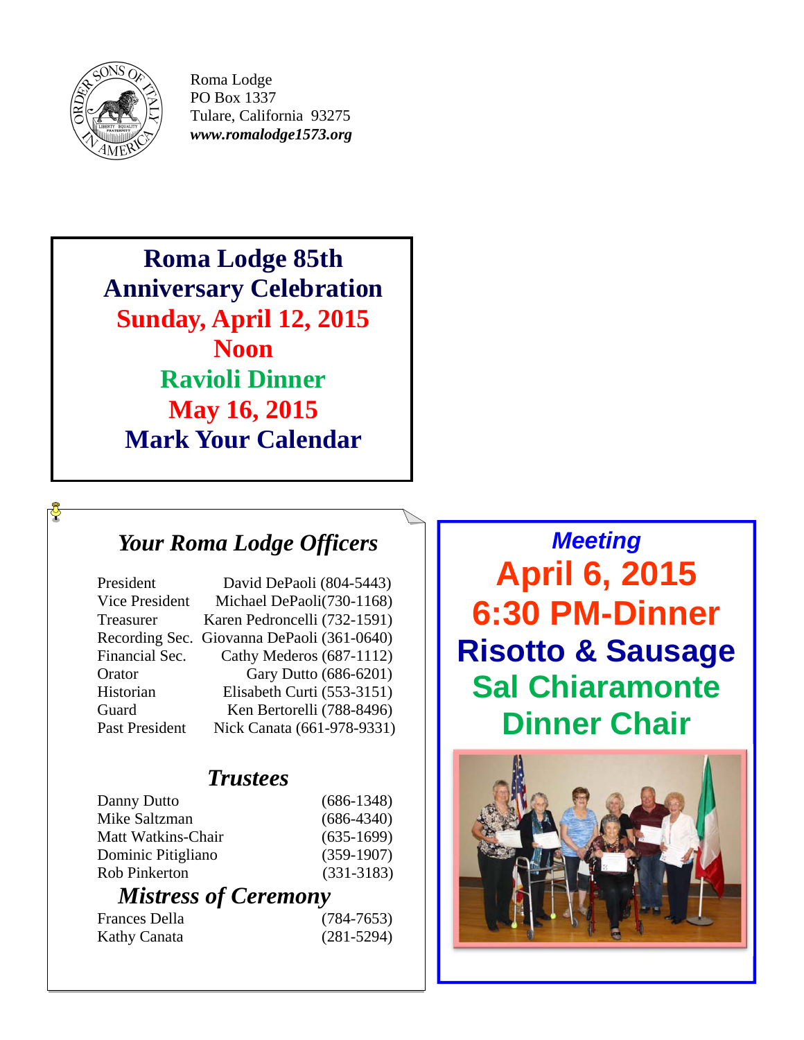Roma Lodge
PO Box 1337
Tulare, California 93275
***www.romalodge1573.org***

## Roma Lodge 85th Anniversary Celebration

**Sunday, April 12, 2015**

**Noon**

**Ravioli Dinner**

**May 16, 2015**

**Mark Your Calendar**

## *Your Roma Lodge Officers*

| | |
|---|---|
| President | David DePaoli (804-5443) |
| Vice President | Michael DePaoli(730-1168) |
| Treasurer | Karen Pedroncelli (732-1591) |
| Recording Sec. | Giovanna DePaoli (361-0640) |
| Financial Sec. | Cathy Mederos (687-1112) |
| Orator | Gary Dutto (686-6201) |
| Historian | Elisabeth Curti (553-3151) |
| Guard | Ken Bertorelli (788-8496) |
| Past President | Nick Canata (661-978-9331) |

### *Trustees*

| | |
|---|---|
| Danny Dutto | (686-1348) |
| Mike Saltzman | (686-4340) |
| Matt Watkins-Chair | (635-1699) |
| Dominic Pitigliano | (359-1907) |
| Rob Pinkerton | (331-3183) |

### *Mistress of Ceremony*

| | |
|---|---|
| Frances Della | (784-7653) |
| Kathy Canata | (281-5294) |

## *Meeting*

**April 6, 2015**

**6:30 PM-Dinner**

**Risotto & Sausage**

**Sal Chiaramonte**

**Dinner Chair**